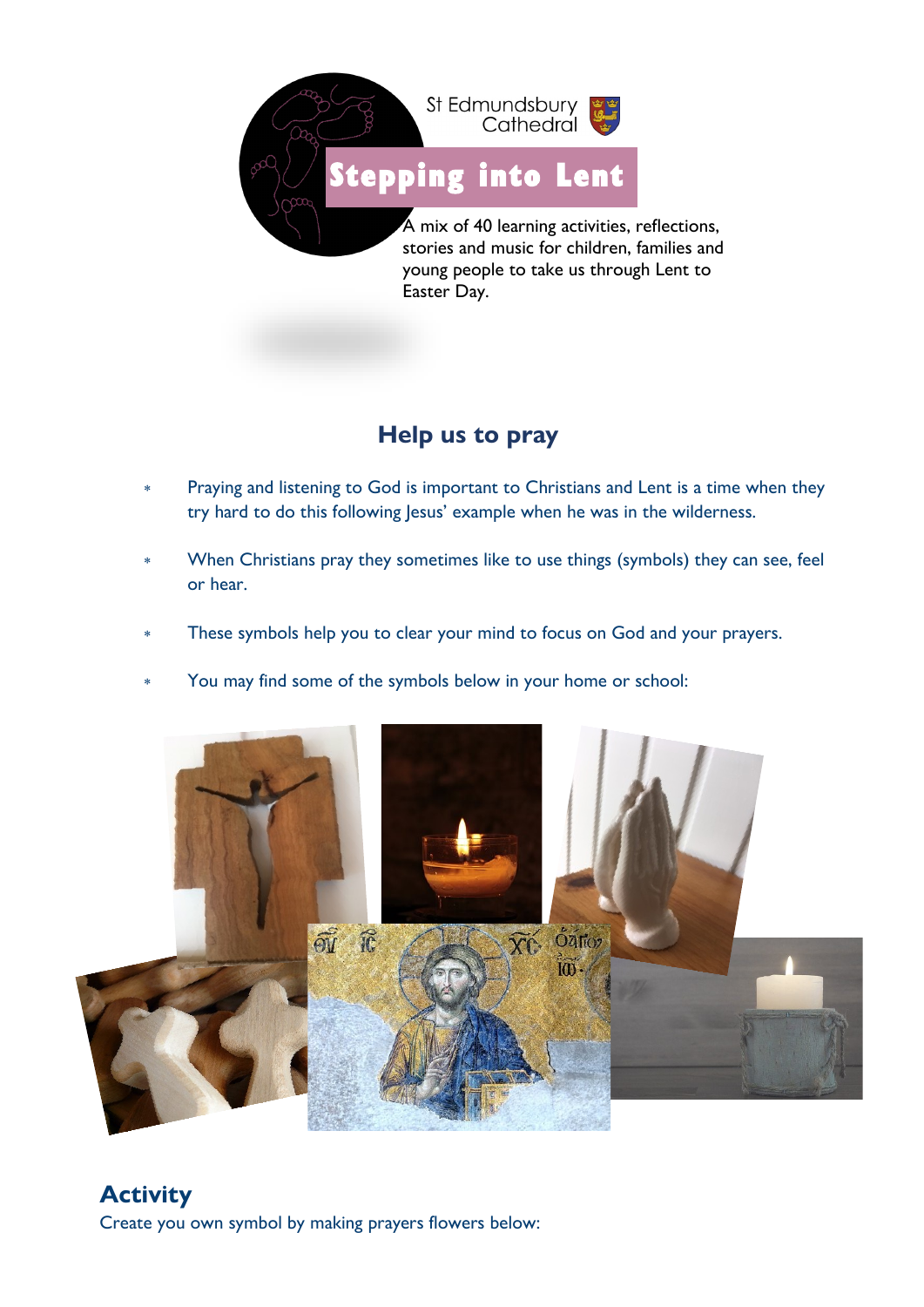St Edmundsbury Cathedral

# Stepping into Lent

A mix of 40 learning activities, reflections, stories and music for children, families and young people to take us through Lent to Easter Day.

## Help us to pray

- Praying and listening to God is important to Christians and Lent is a time when they try hard to do this following Jesus' example when he was in the wilderness.
- When Christians pray they sometimes like to use things (symbols) they can see, feel or hear.
- These symbols help you to clear your mind to focus on God and your prayers.
- You may find some of the symbols below in your home or school:

## Activity

Create you own symbol by making prayers flowers below: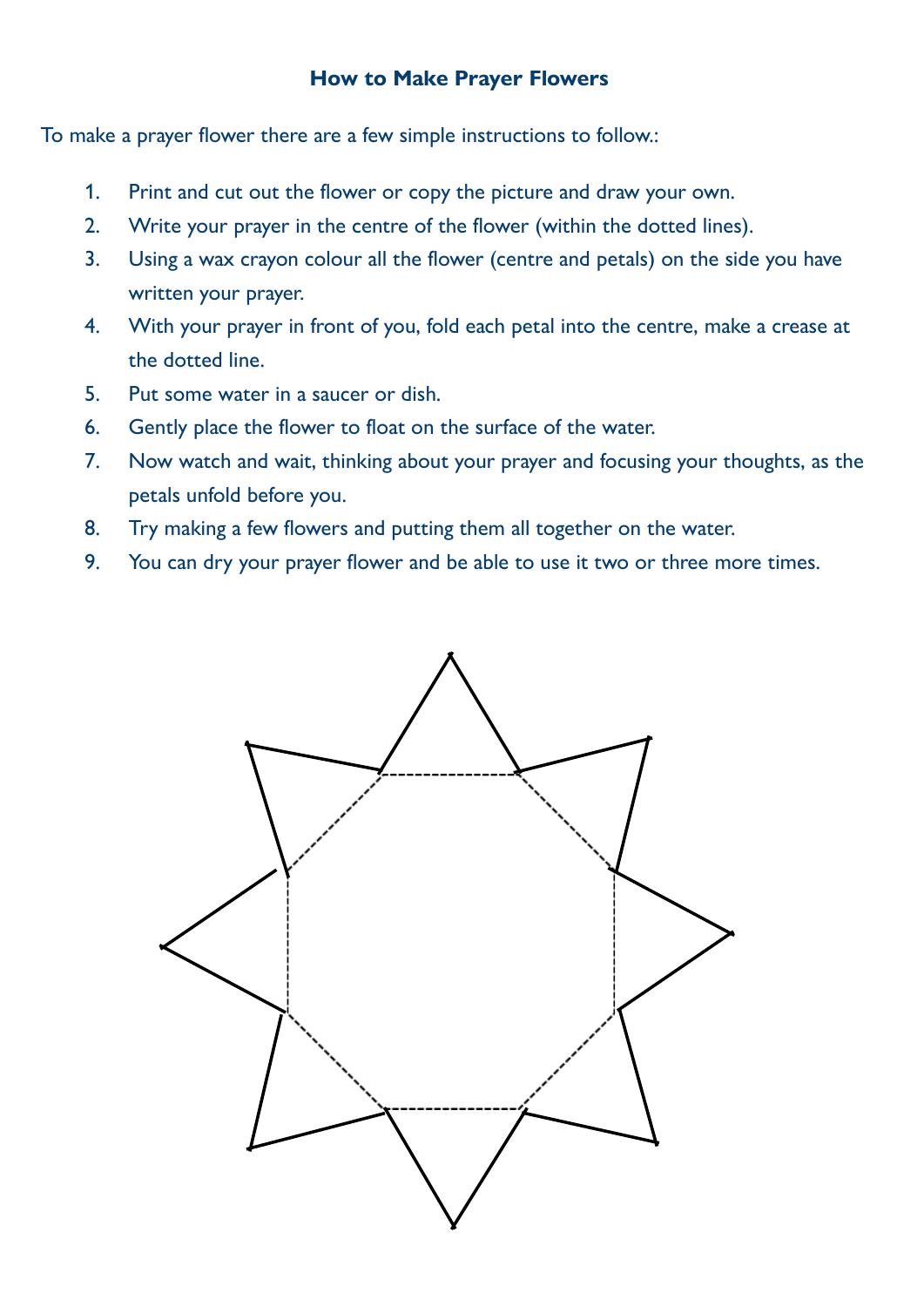## How to Make Prayer Flowers

To make a prayer flower there are a few simple instructions to follow.:

1. Print and cut out the flower or copy the picture and draw your own.
2. Write your prayer in the centre of the flower (within the dotted lines).
3. Using a wax crayon colour all the flower (centre and petals) on the side you have written your prayer.
4. With your prayer in front of you, fold each petal into the centre, make a crease at the dotted line.
5. Put some water in a saucer or dish.
6. Gently place the flower to float on the surface of the water.
7. Now watch and wait, thinking about your prayer and focusing your thoughts, as the petals unfold before you.
8. Try making a few flowers and putting them all together on the water.
9. You can dry your prayer flower and be able to use it two or three more times.